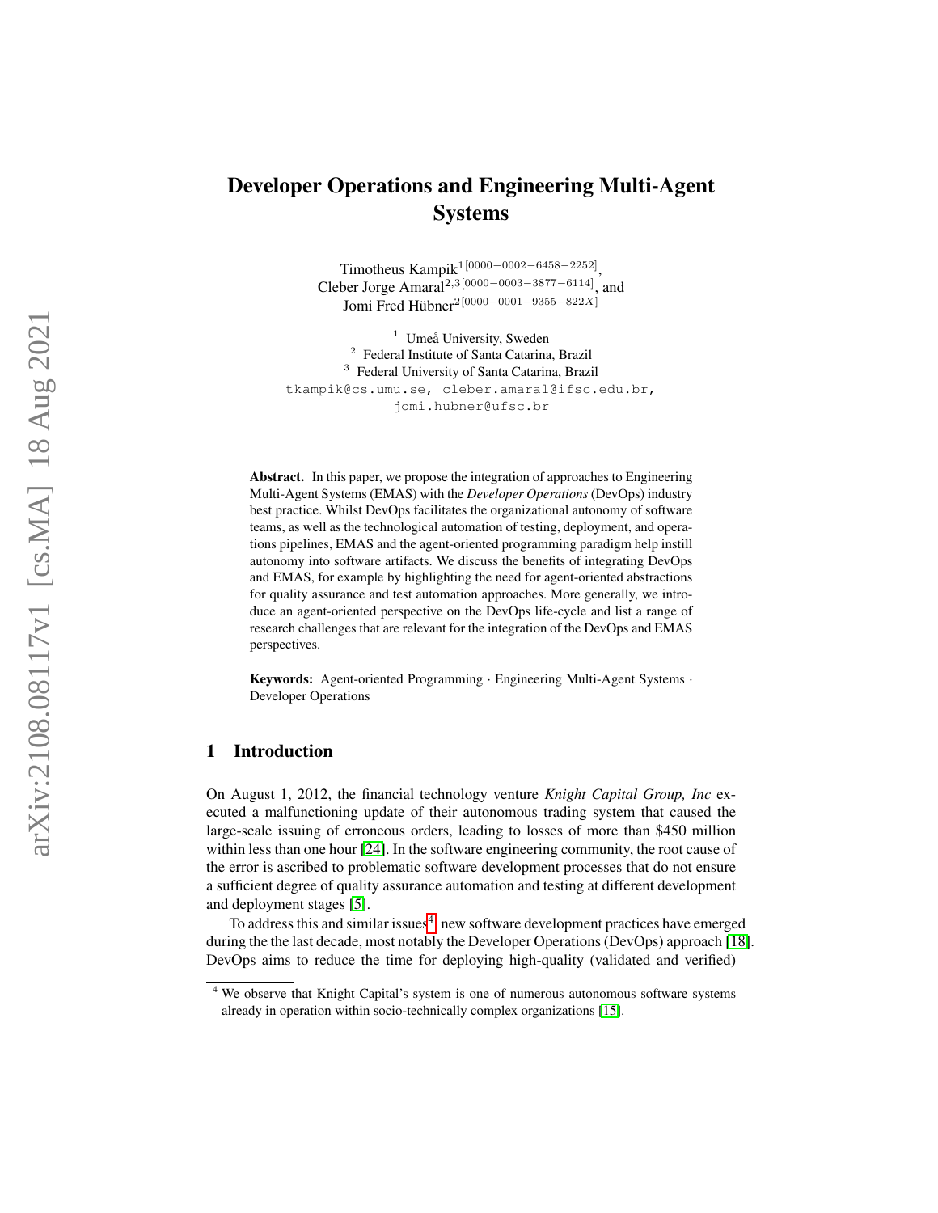# Developer Operations and Engineering Multi-Agent Systems

Timotheus Kampik[1][0000-0002-6458-2252], Cleber Jorge Amaral[2,3][0000-0003-3877-6114], and Jomi Fred Hübner[2][0000-0001-9355-822X]

[1] Umeå University, Sweden
[2] Federal Institute of Santa Catarina, Brazil
[3] Federal University of Santa Catarina, Brazil

tkampik@cs.umu.se, cleber.amaral@ifsc.edu.br, jomi.hubner@ufsc.br

**Abstract.** In this paper, we propose the integration of approaches to Engineering Multi-Agent Systems (EMAS) with the *Developer Operations* (DevOps) industry best practice. Whilst DevOps facilitates the organizational autonomy of software teams, as well as the technological automation of testing, deployment, and operations pipelines, EMAS and the agent-oriented programming paradigm help instill autonomy into software artifacts. We discuss the benefits of integrating DevOps and EMAS, for example by highlighting the need for agent-oriented abstractions for quality assurance and test automation approaches. More generally, we introduce an agent-oriented perspective on the DevOps life-cycle and list a range of research challenges that are relevant for the integration of the DevOps and EMAS perspectives.

**Keywords:** Agent-oriented Programming · Engineering Multi-Agent Systems · Developer Operations

## 1 Introduction

On August 1, 2012, the financial technology venture *Knight Capital Group, Inc* executed a malfunctioning update of their autonomous trading system that caused the large-scale issuing of erroneous orders, leading to losses of more than $450 million within less than one hour [24]. In the software engineering community, the root cause of the error is ascribed to problematic software development processes that do not ensure a sufficient degree of quality assurance automation and testing at different development and deployment stages [5].

To address this and similar issues[4], new software development practices have emerged during the the last decade, most notably the Developer Operations (DevOps) approach [18]. DevOps aims to reduce the time for deploying high-quality (validated and verified)

[4] We observe that Knight Capital's system is one of numerous autonomous software systems already in operation within socio-technically complex organizations [15].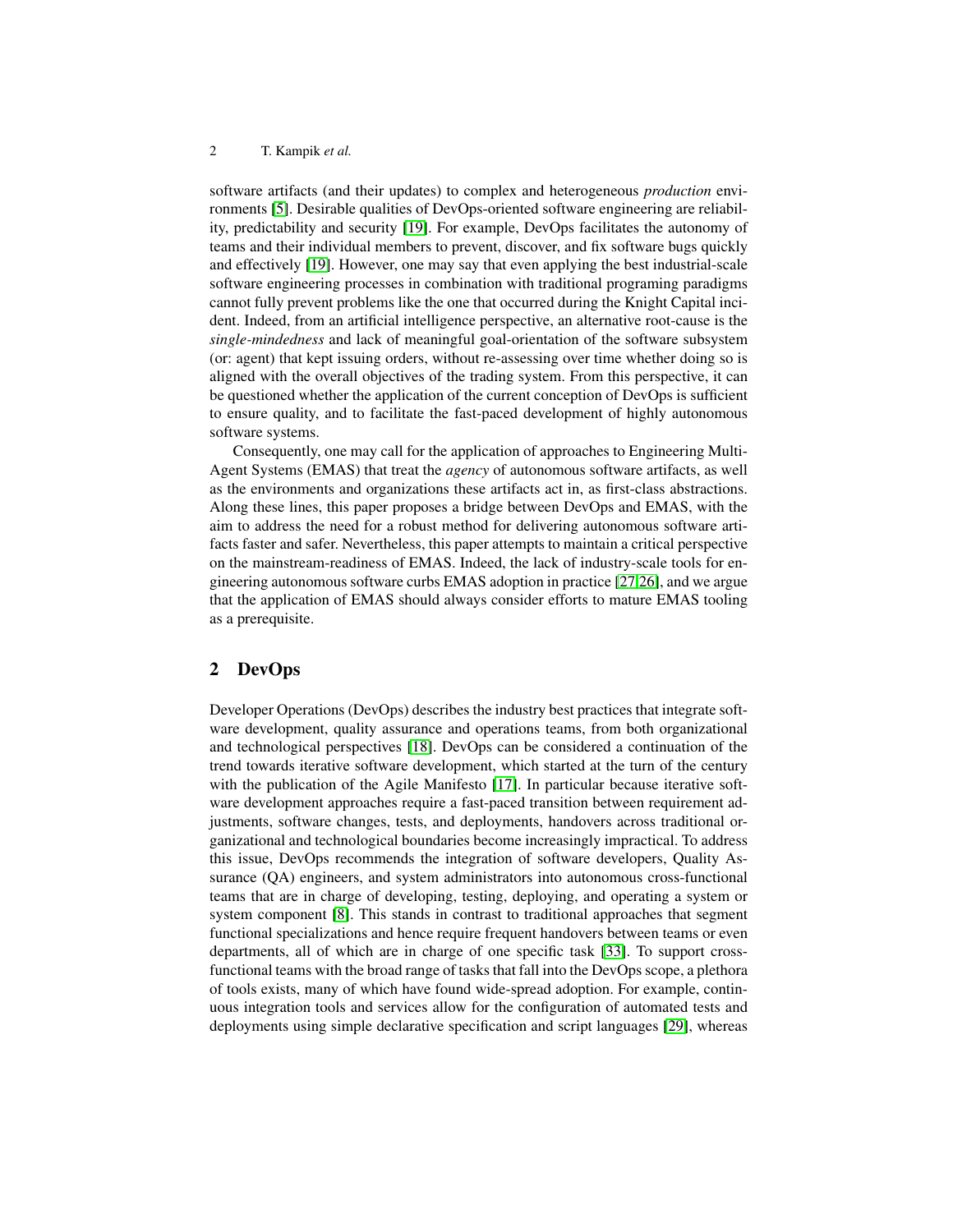software artifacts (and their updates) to complex and heterogeneous *production* environments [5]. Desirable qualities of DevOps-oriented software engineering are reliability, predictability and security [19]. For example, DevOps facilitates the autonomy of teams and their individual members to prevent, discover, and fix software bugs quickly and effectively [19]. However, one may say that even applying the best industrial-scale software engineering processes in combination with traditional programing paradigms cannot fully prevent problems like the one that occurred during the Knight Capital incident. Indeed, from an artificial intelligence perspective, an alternative root-cause is the *single-mindedness* and lack of meaningful goal-orientation of the software subsystem (or: agent) that kept issuing orders, without re-assessing over time whether doing so is aligned with the overall objectives of the trading system. From this perspective, it can be questioned whether the application of the current conception of DevOps is sufficient to ensure quality, and to facilitate the fast-paced development of highly autonomous software systems.

Consequently, one may call for the application of approaches to Engineering Multi-Agent Systems (EMAS) that treat the *agency* of autonomous software artifacts, as well as the environments and organizations these artifacts act in, as first-class abstractions. Along these lines, this paper proposes a bridge between DevOps and EMAS, with the aim to address the need for a robust method for delivering autonomous software artifacts faster and safer. Nevertheless, this paper attempts to maintain a critical perspective on the mainstream-readiness of EMAS. Indeed, the lack of industry-scale tools for engineering autonomous software curbs EMAS adoption in practice [27,26], and we argue that the application of EMAS should always consider efforts to mature EMAS tooling as a prerequisite.

## 2 DevOps

Developer Operations (DevOps) describes the industry best practices that integrate software development, quality assurance and operations teams, from both organizational and technological perspectives [18]. DevOps can be considered a continuation of the trend towards iterative software development, which started at the turn of the century with the publication of the Agile Manifesto [17]. In particular because iterative software development approaches require a fast-paced transition between requirement adjustments, software changes, tests, and deployments, handovers across traditional organizational and technological boundaries become increasingly impractical. To address this issue, DevOps recommends the integration of software developers, Quality Assurance (QA) engineers, and system administrators into autonomous cross-functional teams that are in charge of developing, testing, deploying, and operating a system or system component [8]. This stands in contrast to traditional approaches that segment functional specializations and hence require frequent handovers between teams or even departments, all of which are in charge of one specific task [33]. To support cross-functional teams with the broad range of tasks that fall into the DevOps scope, a plethora of tools exists, many of which have found wide-spread adoption. For example, continuous integration tools and services allow for the configuration of automated tests and deployments using simple declarative specification and script languages [29], whereas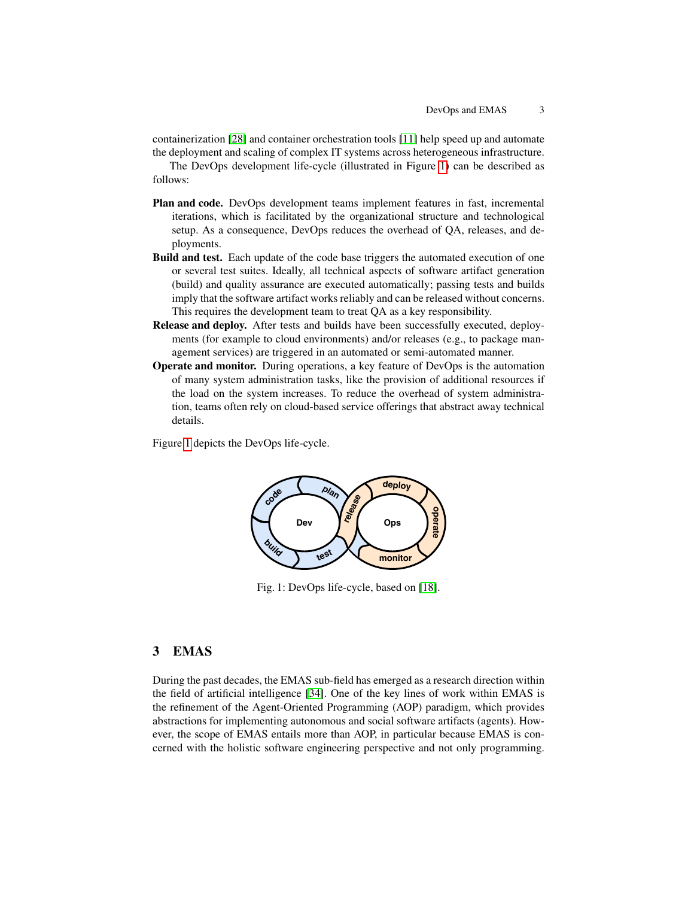containerization [28] and container orchestration tools [11] help speed up and automate the deployment and scaling of complex IT systems across heterogeneous infrastructure.

The DevOps development life-cycle (illustrated in Figure 1) can be described as follows:

**Plan and code.** DevOps development teams implement features in fast, incremental iterations, which is facilitated by the organizational structure and technological setup. As a consequence, DevOps reduces the overhead of QA, releases, and deployments.

**Build and test.** Each update of the code base triggers the automated execution of one or several test suites. Ideally, all technical aspects of software artifact generation (build) and quality assurance are executed automatically; passing tests and builds imply that the software artifact works reliably and can be released without concerns. This requires the development team to treat QA as a key responsibility.

**Release and deploy.** After tests and builds have been successfully executed, deployments (for example to cloud environments) and/or releases (e.g., to package management services) are triggered in an automated or semi-automated manner.

**Operate and monitor.** During operations, a key feature of DevOps is the automation of many system administration tasks, like the provision of additional resources if the load on the system increases. To reduce the overhead of system administration, teams often rely on cloud-based service offerings that abstract away technical details.

Figure 1 depicts the DevOps life-cycle.

Fig. 1: DevOps life-cycle, based on [18].

## 3 EMAS

During the past decades, the EMAS sub-field has emerged as a research direction within the field of artificial intelligence [34]. One of the key lines of work within EMAS is the refinement of the Agent-Oriented Programming (AOP) paradigm, which provides abstractions for implementing autonomous and social software artifacts (agents). However, the scope of EMAS entails more than AOP, in particular because EMAS is concerned with the holistic software engineering perspective and not only programming.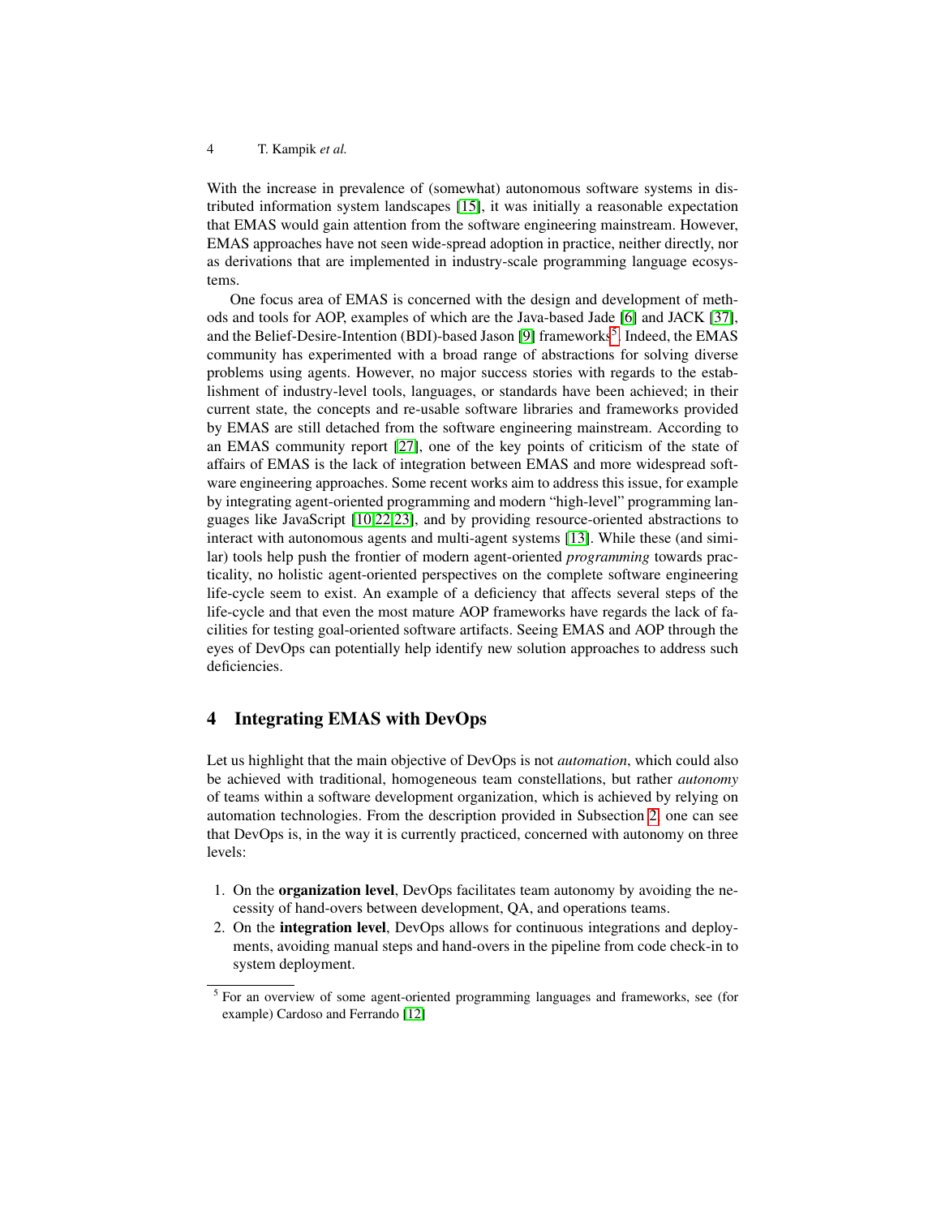With the increase in prevalence of (somewhat) autonomous software systems in distributed information system landscapes [15], it was initially a reasonable expectation that EMAS would gain attention from the software engineering mainstream. However, EMAS approaches have not seen wide-spread adoption in practice, neither directly, nor as derivations that are implemented in industry-scale programming language ecosystems.

One focus area of EMAS is concerned with the design and development of methods and tools for AOP, examples of which are the Java-based Jade [6] and JACK [37], and the Belief-Desire-Intention (BDI)-based Jason [9] frameworks[5]. Indeed, the EMAS community has experimented with a broad range of abstractions for solving diverse problems using agents. However, no major success stories with regards to the establishment of industry-level tools, languages, or standards have been achieved; in their current state, the concepts and re-usable software libraries and frameworks provided by EMAS are still detached from the software engineering mainstream. According to an EMAS community report [27], one of the key points of criticism of the state of affairs of EMAS is the lack of integration between EMAS and more widespread software engineering approaches. Some recent works aim to address this issue, for example by integrating agent-oriented programming and modern "high-level" programming languages like JavaScript [10,22,23], and by providing resource-oriented abstractions to interact with autonomous agents and multi-agent systems [13]. While these (and similar) tools help push the frontier of modern agent-oriented *programming* towards practicality, no holistic agent-oriented perspectives on the complete software engineering life-cycle seem to exist. An example of a deficiency that affects several steps of the life-cycle and that even the most mature AOP frameworks have regards the lack of facilities for testing goal-oriented software artifacts. Seeing EMAS and AOP through the eyes of DevOps can potentially help identify new solution approaches to address such deficiencies.

## 4 Integrating EMAS with DevOps

Let us highlight that the main objective of DevOps is not *automation*, which could also be achieved with traditional, homogeneous team constellations, but rather *autonomy* of teams within a software development organization, which is achieved by relying on automation technologies. From the description provided in Subsection 2, one can see that DevOps is, in the way it is currently practiced, concerned with autonomy on three levels:

1. On the **organization level**, DevOps facilitates team autonomy by avoiding the necessity of hand-overs between development, QA, and operations teams.
2. On the **integration level**, DevOps allows for continuous integrations and deployments, avoiding manual steps and hand-overs in the pipeline from code check-in to system deployment.

[5] For an overview of some agent-oriented programming languages and frameworks, see (for example) Cardoso and Ferrando [12]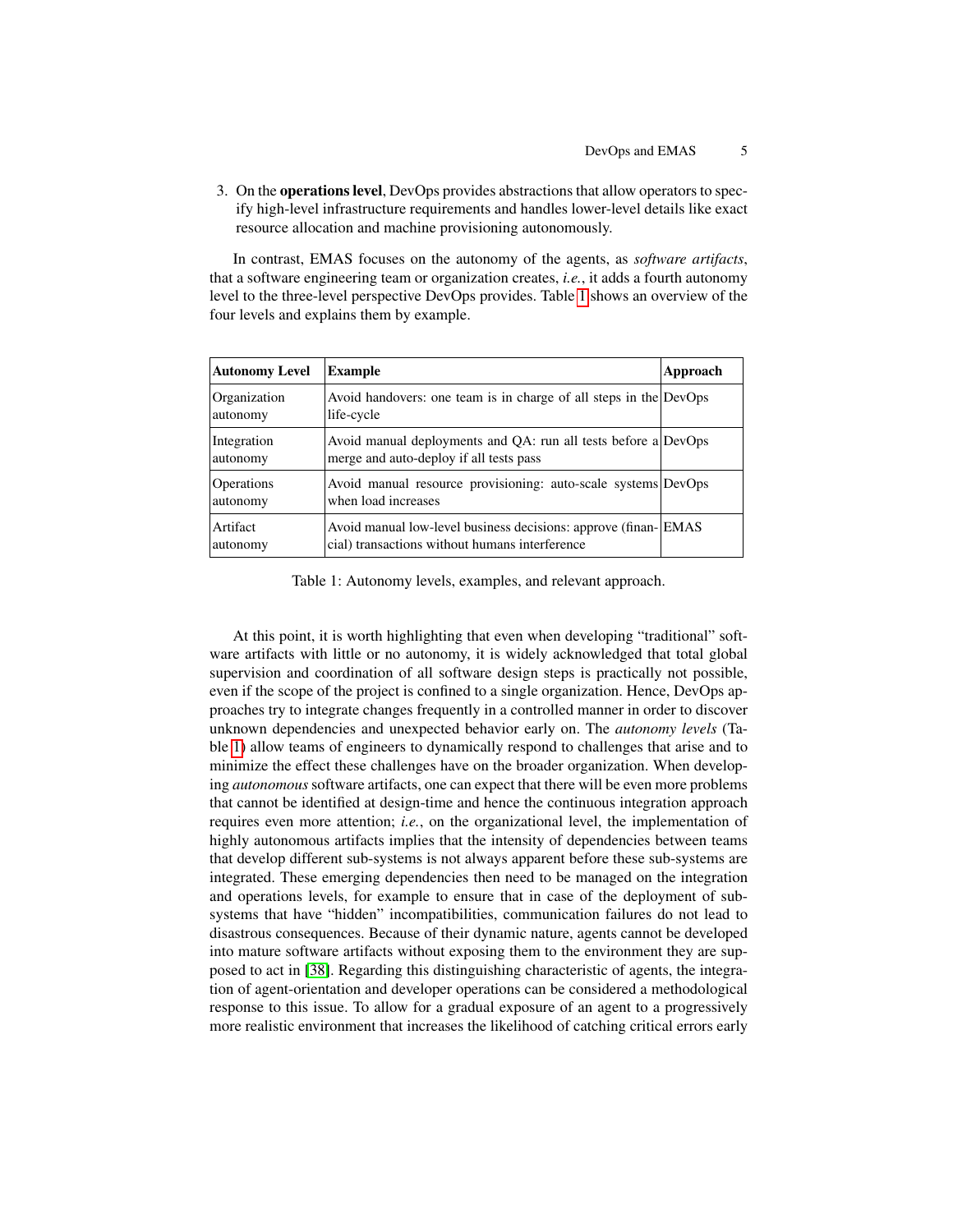3. On the **operations level**, DevOps provides abstractions that allow operators to specify high-level infrastructure requirements and handles lower-level details like exact resource allocation and machine provisioning autonomously.

In contrast, EMAS focuses on the autonomy of the agents, as *software artifacts*, that a software engineering team or organization creates, *i.e.*, it adds a fourth autonomy level to the three-level perspective DevOps provides. Table 1 shows an overview of the four levels and explains them by example.

| **Autonomy Level** | **Example** | **Approach** |
|---|---|---|
| Organization autonomy | Avoid handovers: one team is in charge of all steps in the life-cycle | DevOps |
| Integration autonomy | Avoid manual deployments and QA: run all tests before a merge and auto-deploy if all tests pass | DevOps |
| Operations autonomy | Avoid manual resource provisioning: auto-scale systems when load increases | DevOps |
| Artifact autonomy | Avoid manual low-level business decisions: approve (financial) transactions without humans interference | EMAS |

Table 1: Autonomy levels, examples, and relevant approach.

At this point, it is worth highlighting that even when developing "traditional" software artifacts with little or no autonomy, it is widely acknowledged that total global supervision and coordination of all software design steps is practically not possible, even if the scope of the project is confined to a single organization. Hence, DevOps approaches try to integrate changes frequently in a controlled manner in order to discover unknown dependencies and unexpected behavior early on. The *autonomy levels* (Table 1) allow teams of engineers to dynamically respond to challenges that arise and to minimize the effect these challenges have on the broader organization. When developing *autonomous* software artifacts, one can expect that there will be even more problems that cannot be identified at design-time and hence the continuous integration approach requires even more attention; *i.e.*, on the organizational level, the implementation of highly autonomous artifacts implies that the intensity of dependencies between teams that develop different sub-systems is not always apparent before these sub-systems are integrated. These emerging dependencies then need to be managed on the integration and operations levels, for example to ensure that in case of the deployment of sub-systems that have "hidden" incompatibilities, communication failures do not lead to disastrous consequences. Because of their dynamic nature, agents cannot be developed into mature software artifacts without exposing them to the environment they are supposed to act in [38]. Regarding this distinguishing characteristic of agents, the integration of agent-orientation and developer operations can be considered a methodological response to this issue. To allow for a gradual exposure of an agent to a progressively more realistic environment that increases the likelihood of catching critical errors early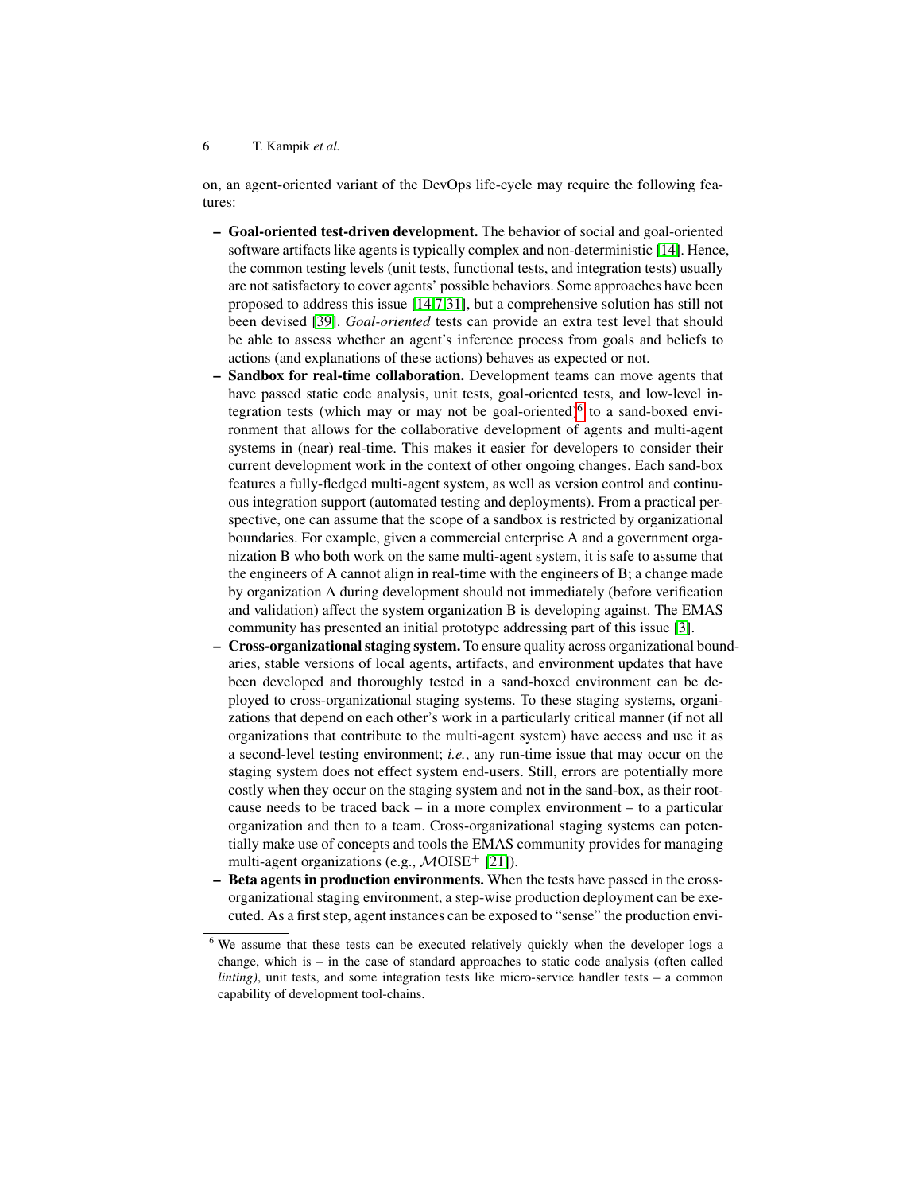on, an agent-oriented variant of the DevOps life-cycle may require the following features:

- **Goal-oriented test-driven development.** The behavior of social and goal-oriented software artifacts like agents is typically complex and non-deterministic [14]. Hence, the common testing levels (unit tests, functional tests, and integration tests) usually are not satisfactory to cover agents' possible behaviors. Some approaches have been proposed to address this issue [14,7,31], but a comprehensive solution has still not been devised [39]. *Goal-oriented* tests can provide an extra test level that should be able to assess whether an agent's inference process from goals and beliefs to actions (and explanations of these actions) behaves as expected or not.
- **Sandbox for real-time collaboration.** Development teams can move agents that have passed static code analysis, unit tests, goal-oriented tests, and low-level integration tests (which may or may not be goal-oriented)[6] to a sand-boxed environment that allows for the collaborative development of agents and multi-agent systems in (near) real-time. This makes it easier for developers to consider their current development work in the context of other ongoing changes. Each sand-box features a fully-fledged multi-agent system, as well as version control and continuous integration support (automated testing and deployments). From a practical perspective, one can assume that the scope of a sandbox is restricted by organizational boundaries. For example, given a commercial enterprise A and a government organization B who both work on the same multi-agent system, it is safe to assume that the engineers of A cannot align in real-time with the engineers of B; a change made by organization A during development should not immediately (before verification and validation) affect the system organization B is developing against. The EMAS community has presented an initial prototype addressing part of this issue [3].
- **Cross-organizational staging system.** To ensure quality across organizational boundaries, stable versions of local agents, artifacts, and environment updates that have been developed and thoroughly tested in a sand-boxed environment can be deployed to cross-organizational staging systems. To these staging systems, organizations that depend on each other's work in a particularly critical manner (if not all organizations that contribute to the multi-agent system) have access and use it as a second-level testing environment; *i.e.*, any run-time issue that may occur on the staging system does not effect system end-users. Still, errors are potentially more costly when they occur on the staging system and not in the sand-box, as their root-cause needs to be traced back – in a more complex environment – to a particular organization and then to a team. Cross-organizational staging systems can potentially make use of concepts and tools the EMAS community provides for managing multi-agent organizations (e.g., $\mathcal{M}$OISE$^{+}$ [21]).
- **Beta agents in production environments.** When the tests have passed in the cross-organizational staging environment, a step-wise production deployment can be executed. As a first step, agent instances can be exposed to "sense" the production envi-

[6] We assume that these tests can be executed relatively quickly when the developer logs a change, which is – in the case of standard approaches to static code analysis (often called *linting)*, unit tests, and some integration tests like micro-service handler tests – a common capability of development tool-chains.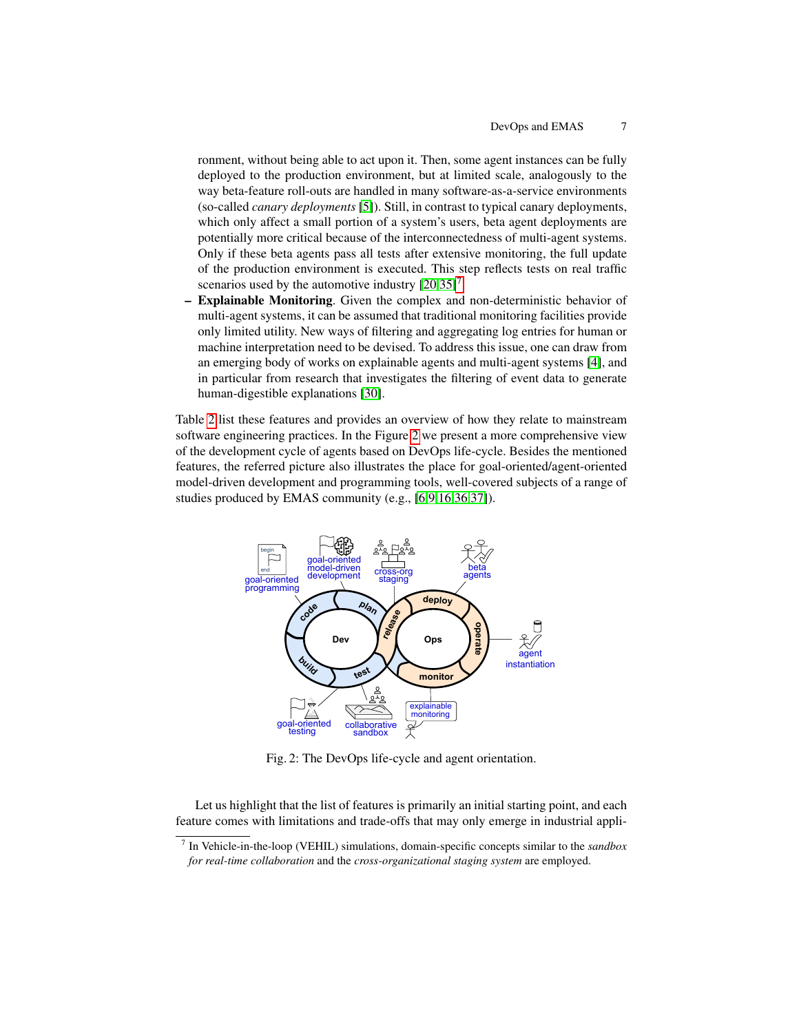ronment, without being able to act upon it. Then, some agent instances can be fully deployed to the production environment, but at limited scale, analogously to the way beta-feature roll-outs are handled in many software-as-a-service environments (so-called *canary deployments* [5]). Still, in contrast to typical canary deployments, which only affect a small portion of a system's users, beta agent deployments are potentially more critical because of the interconnectedness of multi-agent systems. Only if these beta agents pass all tests after extensive monitoring, the full update of the production environment is executed. This step reflects tests on real traffic scenarios used by the automotive industry [20,35][7].

– **Explainable Monitoring**. Given the complex and non-deterministic behavior of multi-agent systems, it can be assumed that traditional monitoring facilities provide only limited utility. New ways of filtering and aggregating log entries for human or machine interpretation need to be devised. To address this issue, one can draw from an emerging body of works on explainable agents and multi-agent systems [4], and in particular from research that investigates the filtering of event data to generate human-digestible explanations [30].

Table 2 list these features and provides an overview of how they relate to mainstream software engineering practices. In the Figure 2 we present a more comprehensive view of the development cycle of agents based on DevOps life-cycle. Besides the mentioned features, the referred picture also illustrates the place for goal-oriented/agent-oriented model-driven development and programming tools, well-covered subjects of a range of studies produced by EMAS community (e.g., [6,9,16,36,37]).

Fig. 2: The DevOps life-cycle and agent orientation.

Let us highlight that the list of features is primarily an initial starting point, and each feature comes with limitations and trade-offs that may only emerge in industrial appli-

[7] In Vehicle-in-the-loop (VEHIL) simulations, domain-specific concepts similar to the *sandbox for real-time collaboration* and the *cross-organizational staging system* are employed.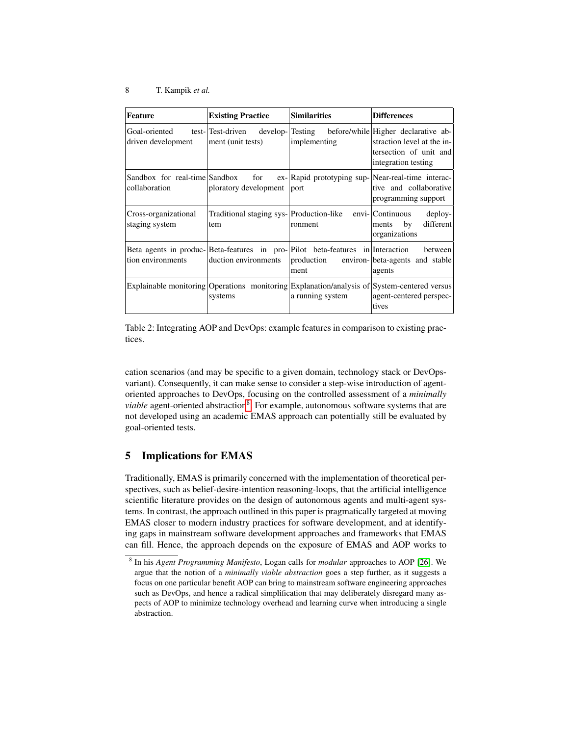| Feature | Existing Practice | Similarities | Differences |
| --- | --- | --- | --- |
| Goal-oriented test-driven development | Test-driven development (unit tests) | Testing before/while implementing | Higher declarative abstraction level at the intersection of unit and integration testing |
| Sandbox for real-time collaboration | Sandbox for exploratory development | Rapid prototyping support | Near-real-time interactive and collaborative programming support |
| Cross-organizational staging system | Traditional staging system | Production-like environment | Continuous deployments by different organizations |
| Beta agents in production environments | Beta-features in production environments | Pilot beta-features in production environment | Interaction between beta-agents and stable agents |
| Explainable monitoring | Operations monitoring systems | Explanation/analysis of a running system | System-centered versus agent-centered perspectives |

Table 2: Integrating AOP and DevOps: example features in comparison to existing practices.

cation scenarios (and may be specific to a given domain, technology stack or DevOps-variant). Consequently, it can make sense to consider a step-wise introduction of agent-oriented approaches to DevOps, focusing on the controlled assessment of a *minimally viable* agent-oriented abstraction[8]. For example, autonomous software systems that are not developed using an academic EMAS approach can potentially still be evaluated by goal-oriented tests.

## 5 Implications for EMAS

Traditionally, EMAS is primarily concerned with the implementation of theoretical perspectives, such as belief-desire-intention reasoning-loops, that the artificial intelligence scientific literature provides on the design of autonomous agents and multi-agent systems. In contrast, the approach outlined in this paper is pragmatically targeted at moving EMAS closer to modern industry practices for software development, and at identifying gaps in mainstream software development approaches and frameworks that EMAS can fill. Hence, the approach depends on the exposure of EMAS and AOP works to

[8] In his *Agent Programming Manifesto*, Logan calls for *modular* approaches to AOP [26]. We argue that the notion of a *minimally viable abstraction* goes a step further, as it suggests a focus on one particular benefit AOP can bring to mainstream software engineering approaches such as DevOps, and hence a radical simplification that may deliberately disregard many aspects of AOP to minimize technology overhead and learning curve when introducing a single abstraction.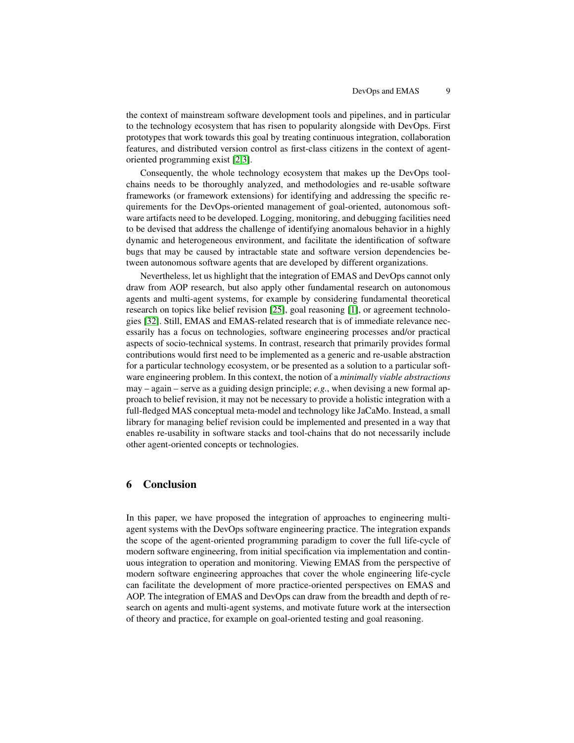the context of mainstream software development tools and pipelines, and in particular to the technology ecosystem that has risen to popularity alongside with DevOps. First prototypes that work towards this goal by treating continuous integration, collaboration features, and distributed version control as first-class citizens in the context of agent-oriented programming exist [2,3].

Consequently, the whole technology ecosystem that makes up the DevOps tool-chains needs to be thoroughly analyzed, and methodologies and re-usable software frameworks (or framework extensions) for identifying and addressing the specific requirements for the DevOps-oriented management of goal-oriented, autonomous software artifacts need to be developed. Logging, monitoring, and debugging facilities need to be devised that address the challenge of identifying anomalous behavior in a highly dynamic and heterogeneous environment, and facilitate the identification of software bugs that may be caused by intractable state and software version dependencies between autonomous software agents that are developed by different organizations.

Nevertheless, let us highlight that the integration of EMAS and DevOps cannot only draw from AOP research, but also apply other fundamental research on autonomous agents and multi-agent systems, for example by considering fundamental theoretical research on topics like belief revision [25], goal reasoning [1], or agreement technologies [32]. Still, EMAS and EMAS-related research that is of immediate relevance necessarily has a focus on technologies, software engineering processes and/or practical aspects of socio-technical systems. In contrast, research that primarily provides formal contributions would first need to be implemented as a generic and re-usable abstraction for a particular technology ecosystem, or be presented as a solution to a particular software engineering problem. In this context, the notion of a *minimally viable abstractions* may – again – serve as a guiding design principle; *e.g.*, when devising a new formal approach to belief revision, it may not be necessary to provide a holistic integration with a full-fledged MAS conceptual meta-model and technology like JaCaMo. Instead, a small library for managing belief revision could be implemented and presented in a way that enables re-usability in software stacks and tool-chains that do not necessarily include other agent-oriented concepts or technologies.

## 6 Conclusion

In this paper, we have proposed the integration of approaches to engineering multi-agent systems with the DevOps software engineering practice. The integration expands the scope of the agent-oriented programming paradigm to cover the full life-cycle of modern software engineering, from initial specification via implementation and continuous integration to operation and monitoring. Viewing EMAS from the perspective of modern software engineering approaches that cover the whole engineering life-cycle can facilitate the development of more practice-oriented perspectives on EMAS and AOP. The integration of EMAS and DevOps can draw from the breadth and depth of research on agents and multi-agent systems, and motivate future work at the intersection of theory and practice, for example on goal-oriented testing and goal reasoning.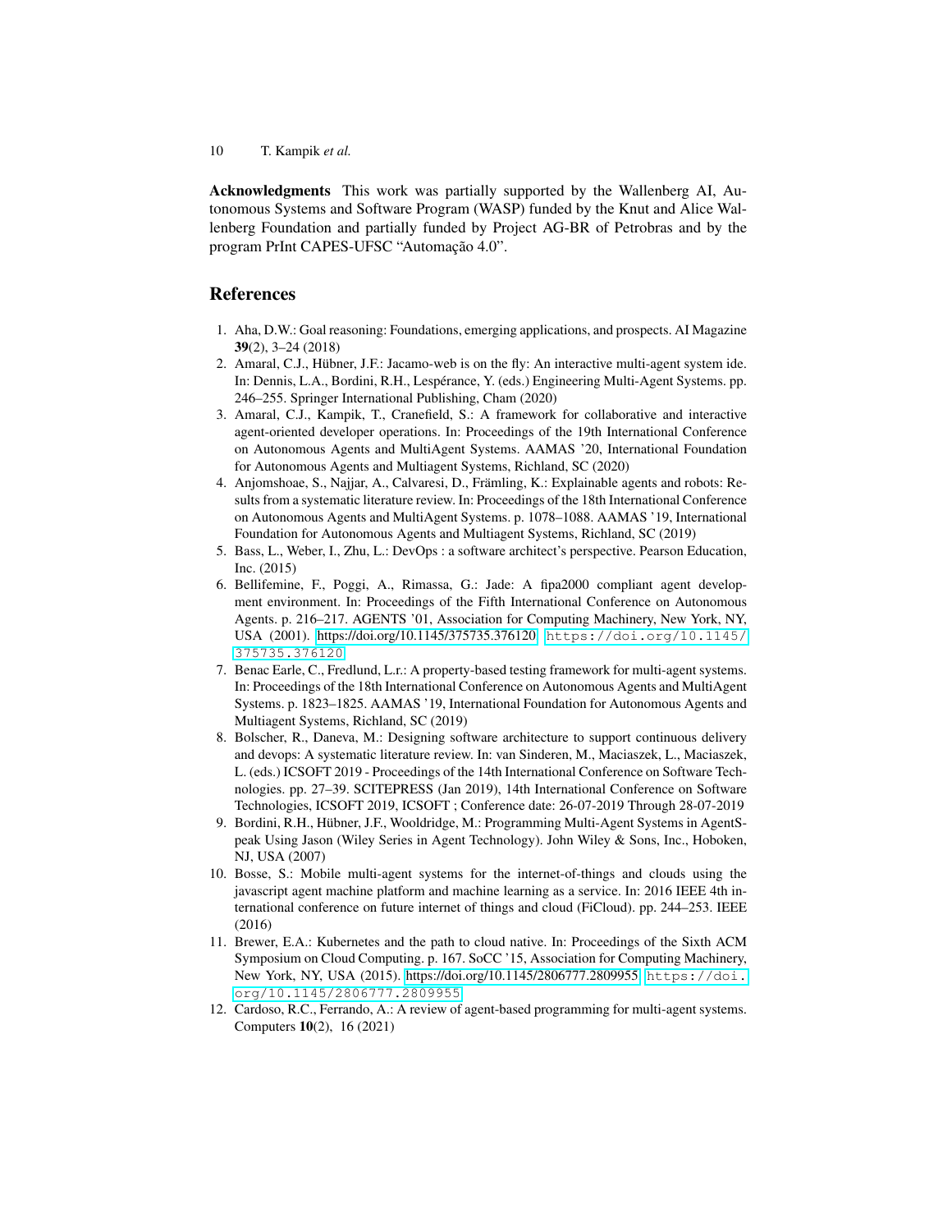**Acknowledgments** This work was partially supported by the Wallenberg AI, Autonomous Systems and Software Program (WASP) funded by the Knut and Alice Wallenberg Foundation and partially funded by Project AG-BR of Petrobras and by the program PrInt CAPES-UFSC "Automação 4.0".

## References

1. Aha, D.W.: Goal reasoning: Foundations, emerging applications, and prospects. AI Magazine **39**(2), 3–24 (2018)
2. Amaral, C.J., Hübner, J.F.: Jacamo-web is on the fly: An interactive multi-agent system ide. In: Dennis, L.A., Bordini, R.H., Lespérance, Y. (eds.) Engineering Multi-Agent Systems. pp. 246–255. Springer International Publishing, Cham (2020)
3. Amaral, C.J., Kampik, T., Cranefield, S.: A framework for collaborative and interactive agent-oriented developer operations. In: Proceedings of the 19th International Conference on Autonomous Agents and MultiAgent Systems. AAMAS '20, International Foundation for Autonomous Agents and Multiagent Systems, Richland, SC (2020)
4. Anjomshoae, S., Najjar, A., Calvaresi, D., Främling, K.: Explainable agents and robots: Results from a systematic literature review. In: Proceedings of the 18th International Conference on Autonomous Agents and MultiAgent Systems. p. 1078–1088. AAMAS '19, International Foundation for Autonomous Agents and Multiagent Systems, Richland, SC (2019)
5. Bass, L., Weber, I., Zhu, L.: DevOps : a software architect's perspective. Pearson Education, Inc. (2015)
6. Bellifemine, F., Poggi, A., Rimassa, G.: Jade: A fipa2000 compliant agent development environment. In: Proceedings of the Fifth International Conference on Autonomous Agents. p. 216–217. AGENTS '01, Association for Computing Machinery, New York, NY, USA (2001). https://doi.org/10.1145/375735.376120, https://doi.org/10.1145/375735.376120
7. Benac Earle, C., Fredlund, L.r.: A property-based testing framework for multi-agent systems. In: Proceedings of the 18th International Conference on Autonomous Agents and MultiAgent Systems. p. 1823–1825. AAMAS '19, International Foundation for Autonomous Agents and Multiagent Systems, Richland, SC (2019)
8. Bolscher, R., Daneva, M.: Designing software architecture to support continuous delivery and devops: A systematic literature review. In: van Sinderen, M., Maciaszek, L., Maciaszek, L. (eds.) ICSOFT 2019 - Proceedings of the 14th International Conference on Software Technologies. pp. 27–39. SCITEPRESS (Jan 2019), 14th International Conference on Software Technologies, ICSOFT 2019, ICSOFT ; Conference date: 26-07-2019 Through 28-07-2019
9. Bordini, R.H., Hübner, J.F., Wooldridge, M.: Programming Multi-Agent Systems in AgentSpeak Using Jason (Wiley Series in Agent Technology). John Wiley & Sons, Inc., Hoboken, NJ, USA (2007)
10. Bosse, S.: Mobile multi-agent systems for the internet-of-things and clouds using the javascript agent machine platform and machine learning as a service. In: 2016 IEEE 4th international conference on future internet of things and cloud (FiCloud). pp. 244–253. IEEE (2016)
11. Brewer, E.A.: Kubernetes and the path to cloud native. In: Proceedings of the Sixth ACM Symposium on Cloud Computing. p. 167. SoCC '15, Association for Computing Machinery, New York, NY, USA (2015). https://doi.org/10.1145/2806777.2809955, https://doi.org/10.1145/2806777.2809955
12. Cardoso, R.C., Ferrando, A.: A review of agent-based programming for multi-agent systems. Computers **10**(2), 16 (2021)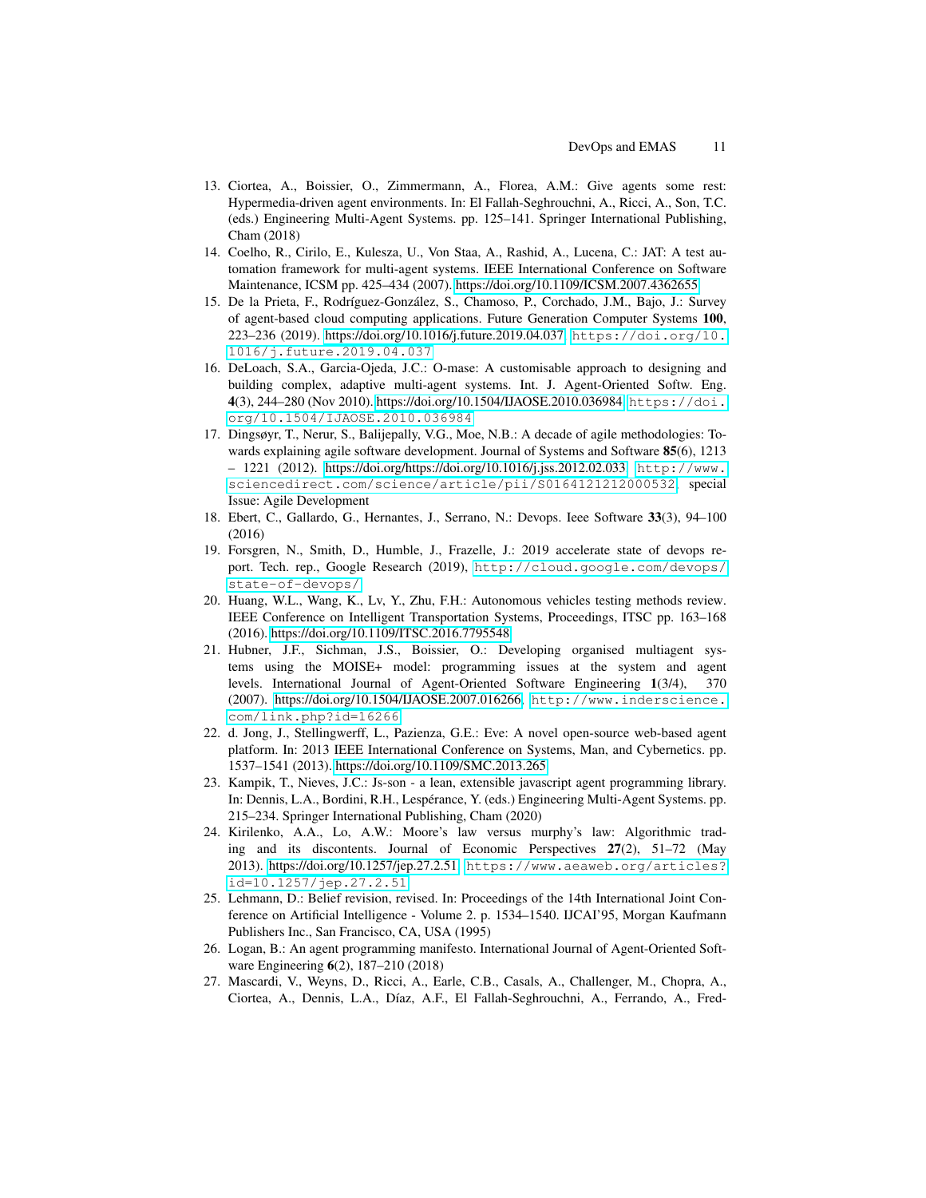13. Ciortea, A., Boissier, O., Zimmermann, A., Florea, A.M.: Give agents some rest: Hypermedia-driven agent environments. In: El Fallah-Seghrouchni, A., Ricci, A., Son, T.C. (eds.) Engineering Multi-Agent Systems. pp. 125–141. Springer International Publishing, Cham (2018)
14. Coelho, R., Cirilo, E., Kulesza, U., Von Staa, A., Rashid, A., Lucena, C.: JAT: A test automation framework for multi-agent systems. IEEE International Conference on Software Maintenance, ICSM pp. 425–434 (2007). https://doi.org/10.1109/ICSM.2007.4362655
15. De la Prieta, F., Rodríguez-González, S., Chamoso, P., Corchado, J.M., Bajo, J.: Survey of agent-based cloud computing applications. Future Generation Computer Systems **100**, 223–236 (2019). https://doi.org/10.1016/j.future.2019.04.037, `https://doi.org/10.1016/j.future.2019.04.037`
16. DeLoach, S.A., Garcia-Ojeda, J.C.: O-mase: A customisable approach to designing and building complex, adaptive multi-agent systems. Int. J. Agent-Oriented Softw. Eng. **4**(3), 244–280 (Nov 2010). https://doi.org/10.1504/IJAOSE.2010.036984, `https://doi.org/10.1504/IJAOSE.2010.036984`
17. Dingsøyr, T., Nerur, S., Balijepally, V.G., Moe, N.B.: A decade of agile methodologies: Towards explaining agile software development. Journal of Systems and Software **85**(6), 1213 – 1221 (2012). https://doi.org/https://doi.org/10.1016/j.jss.2012.02.033, `http://www.sciencedirect.com/science/article/pii/S0164121212000532`, special Issue: Agile Development
18. Ebert, C., Gallardo, G., Hernantes, J., Serrano, N.: Devops. Ieee Software **33**(3), 94–100 (2016)
19. Forsgren, N., Smith, D., Humble, J., Frazelle, J.: 2019 accelerate state of devops report. Tech. rep., Google Research (2019), `http://cloud.google.com/devops/state-of-devops/`
20. Huang, W.L., Wang, K., Lv, Y., Zhu, F.H.: Autonomous vehicles testing methods review. IEEE Conference on Intelligent Transportation Systems, Proceedings, ITSC pp. 163–168 (2016). https://doi.org/10.1109/ITSC.2016.7795548
21. Hubner, J.F., Sichman, J.S., Boissier, O.: Developing organised multiagent systems using the MOISE+ model: programming issues at the system and agent levels. International Journal of Agent-Oriented Software Engineering **1**(3/4), 370 (2007). https://doi.org/10.1504/IJAOSE.2007.016266, `http://www.inderscience.com/link.php?id=16266`
22. d. Jong, J., Stellingwerff, L., Pazienza, G.E.: Eve: A novel open-source web-based agent platform. In: 2013 IEEE International Conference on Systems, Man, and Cybernetics. pp. 1537–1541 (2013). https://doi.org/10.1109/SMC.2013.265
23. Kampik, T., Nieves, J.C.: Js-son - a lean, extensible javascript agent programming library. In: Dennis, L.A., Bordini, R.H., Lespérance, Y. (eds.) Engineering Multi-Agent Systems. pp. 215–234. Springer International Publishing, Cham (2020)
24. Kirilenko, A.A., Lo, A.W.: Moore's law versus murphy's law: Algorithmic trading and its discontents. Journal of Economic Perspectives **27**(2), 51–72 (May 2013). https://doi.org/10.1257/jep.27.2.51, `https://www.aeaweb.org/articles?id=10.1257/jep.27.2.51`
25. Lehmann, D.: Belief revision, revised. In: Proceedings of the 14th International Joint Conference on Artificial Intelligence - Volume 2. p. 1534–1540. IJCAI'95, Morgan Kaufmann Publishers Inc., San Francisco, CA, USA (1995)
26. Logan, B.: An agent programming manifesto. International Journal of Agent-Oriented Software Engineering **6**(2), 187–210 (2018)
27. Mascardi, V., Weyns, D., Ricci, A., Earle, C.B., Casals, A., Challenger, M., Chopra, A., Ciortea, A., Dennis, L.A., Díaz, A.F., El Fallah-Seghrouchni, A., Ferrando, A., Fred-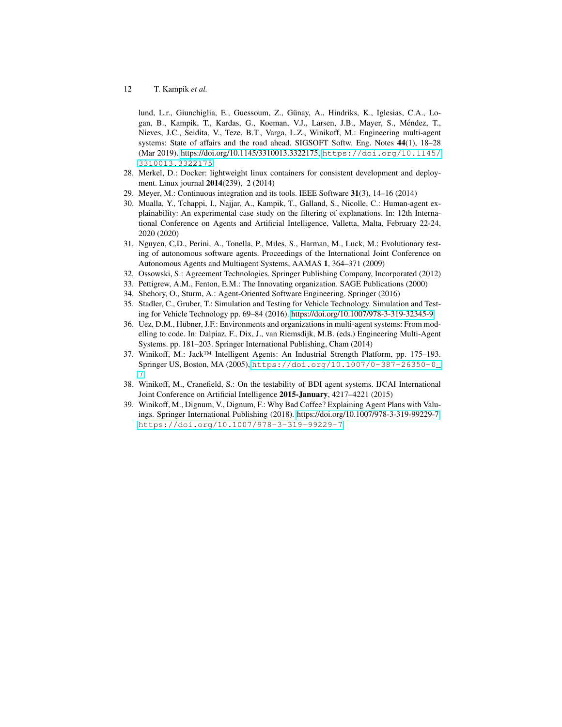lund, L.r., Giunchiglia, E., Guessoum, Z., Günay, A., Hindriks, K., Iglesias, C.A., Logan, B., Kampik, T., Kardas, G., Koeman, V.J., Larsen, J.B., Mayer, S., Méndez, T., Nieves, J.C., Seidita, V., Teze, B.T., Varga, L.Z., Winikoff, M.: Engineering multi-agent systems: State of affairs and the road ahead. SIGSOFT Softw. Eng. Notes **44**(1), 18–28 (Mar 2019). https://doi.org/10.1145/3310013.3322175, `https://doi.org/10.1145/3310013.3322175`

28. Merkel, D.: Docker: lightweight linux containers for consistent development and deployment. Linux journal **2014**(239), 2 (2014)
29. Meyer, M.: Continuous integration and its tools. IEEE Software **31**(3), 14–16 (2014)
30. Mualla, Y., Tchappi, I., Najjar, A., Kampik, T., Galland, S., Nicolle, C.: Human-agent explainability: An experimental case study on the filtering of explanations. In: 12th International Conference on Agents and Artificial Intelligence, Valletta, Malta, February 22-24, 2020 (2020)
31. Nguyen, C.D., Perini, A., Tonella, P., Miles, S., Harman, M., Luck, M.: Evolutionary testing of autonomous software agents. Proceedings of the International Joint Conference on Autonomous Agents and Multiagent Systems, AAMAS **1**, 364–371 (2009)
32. Ossowski, S.: Agreement Technologies. Springer Publishing Company, Incorporated (2012)
33. Pettigrew, A.M., Fenton, E.M.: The Innovating organization. SAGE Publications (2000)
34. Shehory, O., Sturm, A.: Agent-Oriented Software Engineering. Springer (2016)
35. Stadler, C., Gruber, T.: Simulation and Testing for Vehicle Technology. Simulation and Testing for Vehicle Technology pp. 69–84 (2016). https://doi.org/10.1007/978-3-319-32345-9
36. Uez, D.M., Hübner, J.F.: Environments and organizations in multi-agent systems: From modelling to code. In: Dalpiaz, F., Dix, J., van Riemsdijk, M.B. (eds.) Engineering Multi-Agent Systems. pp. 181–203. Springer International Publishing, Cham (2014)
37. Winikoff, M.: Jack™ Intelligent Agents: An Industrial Strength Platform, pp. 175–193. Springer US, Boston, MA (2005), `https://doi.org/10.1007/0-387-26350-0_7`
38. Winikoff, M., Cranefield, S.: On the testability of BDI agent systems. IJCAI International Joint Conference on Artificial Intelligence **2015-January**, 4217–4221 (2015)
39. Winikoff, M., Dignum, V., Dignum, F.: Why Bad Coffee? Explaining Agent Plans with Valuings. Springer International Publishing (2018). https://doi.org/10.1007/978-3-319-99229-7, `https://doi.org/10.1007/978-3-319-99229-7`